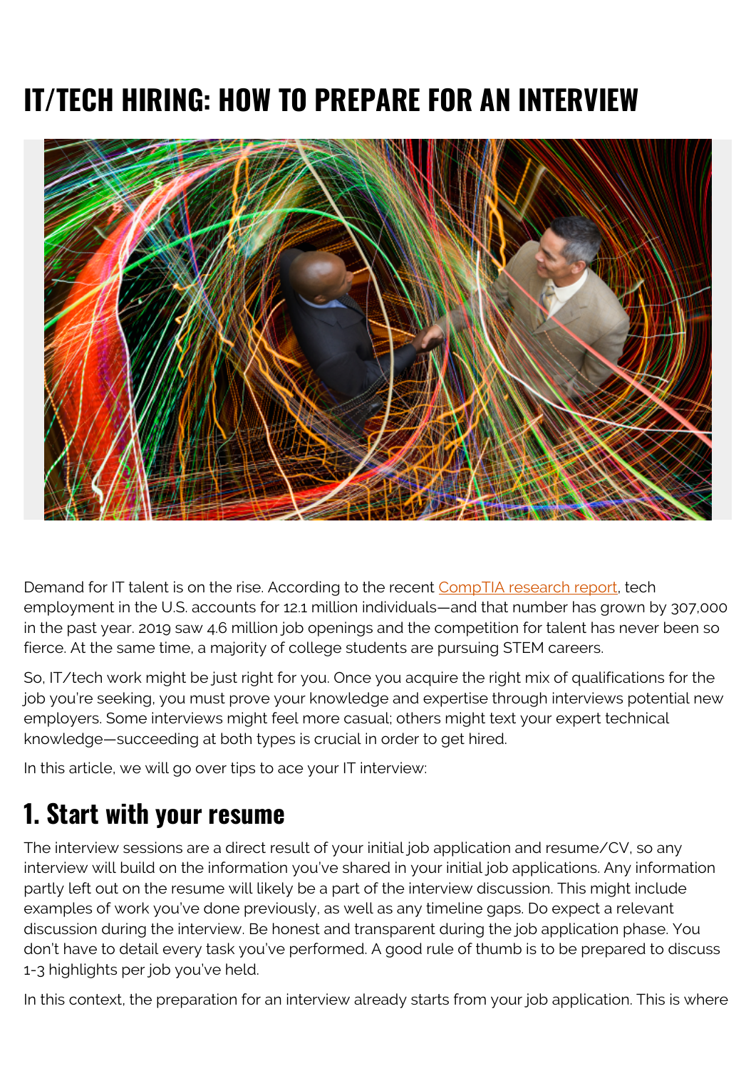# IT/TECH HIRING: HOW TO PREPARE FOR AN INTERVIEW

Demand for IT talent is on the rise. According to the recent CompTIA research report, tech employment in the U.S. accounts for 12.1 million individuals—and that number has grown by 307,000 in the past year. 2019 saw 4.6 million job openings and the competition for talent has never been so fierce. At the same time, a majority of college students are pursuing STEM careers.

So, IT/tech work might be just right for you. Once you acquire the right mix of qualifications for the job you're seeking, you must prove your knowledge and expertise through interviews potential new employers. Some interviews might feel more casual; others might text your expert technical knowledge—succeeding at both types is crucial in order to get hired.

In this article, we will go over tips to ace your IT interview:

## 1. Start with your resume

The interview sessions are a direct result of your initial job application and resume/CV, so any interview will build on the information you've shared in your initial job applications. Any information partly left out on the resume will likely be a part of the interview discussion. This might include examples of work you've done previously, as well as any timeline gaps. Do expect a relevant discussion during the interview. Be honest and transparent during the job application phase. You don't have to detail every task you've performed. A good rule of thumb is to be prepared to discuss 1-3 highlights per job you've held.

In this context, the preparation for an interview already starts from your job application. This is where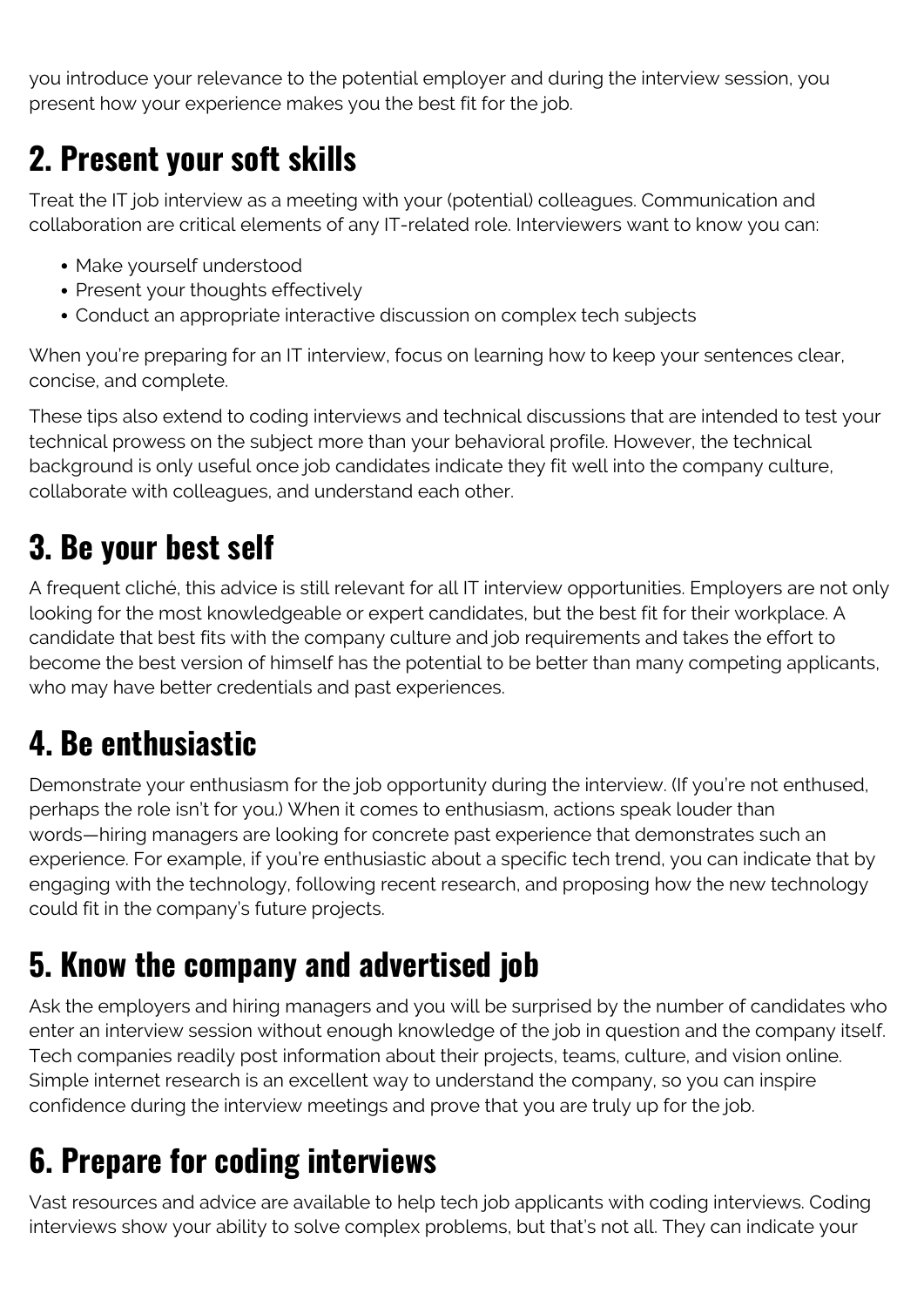you introduce your relevance to the potential employer and during the interview session, you present how your experience makes you the best fit for the job.

## 2. Present your soft skills

Treat the IT job interview as a meeting with your (potential) colleagues. Communication and collaboration are critical elements of any IT-related role. Interviewers want to know you can:

- Make yourself understood
- Present your thoughts effectively
- Conduct an appropriate interactive discussion on complex tech subjects

When you're preparing for an IT interview, focus on learning how to keep your sentences clear, concise, and complete.

These tips also extend to coding interviews and technical discussions that are intended to test your technical prowess on the subject more than your behavioral profile. However, the technical background is only useful once job candidates indicate they fit well into the company culture, collaborate with colleagues, and understand each other.

## 3. Be your best self

A frequent cliché, this advice is still relevant for all IT interview opportunities. Employers are not only looking for the most knowledgeable or expert candidates, but the best fit for their workplace. A candidate that best fits with the company culture and job requirements and takes the effort to become the best version of himself has the potential to be better than many competing applicants, who may have better credentials and past experiences.

## 4. Be enthusiastic

Demonstrate your enthusiasm for the job opportunity during the interview. (If you're not enthused, perhaps the role isn't for you.) When it comes to enthusiasm, actions speak louder than words—hiring managers are looking for concrete past experience that demonstrates such an experience. For example, if you're enthusiastic about a specific tech trend, you can indicate that by engaging with the technology, following recent research, and proposing how the new technology could fit in the company's future projects.

## 5. Know the company and advertised job

Ask the employers and hiring managers and you will be surprised by the number of candidates who enter an interview session without enough knowledge of the job in question and the company itself. Tech companies readily post information about their projects, teams, culture, and vision online. Simple internet research is an excellent way to understand the company, so you can inspire confidence during the interview meetings and prove that you are truly up for the job.

## 6. Prepare for coding interviews

Vast resources and advice are available to help tech job applicants with coding interviews. Coding interviews show your ability to solve complex problems, but that's not all. They can indicate your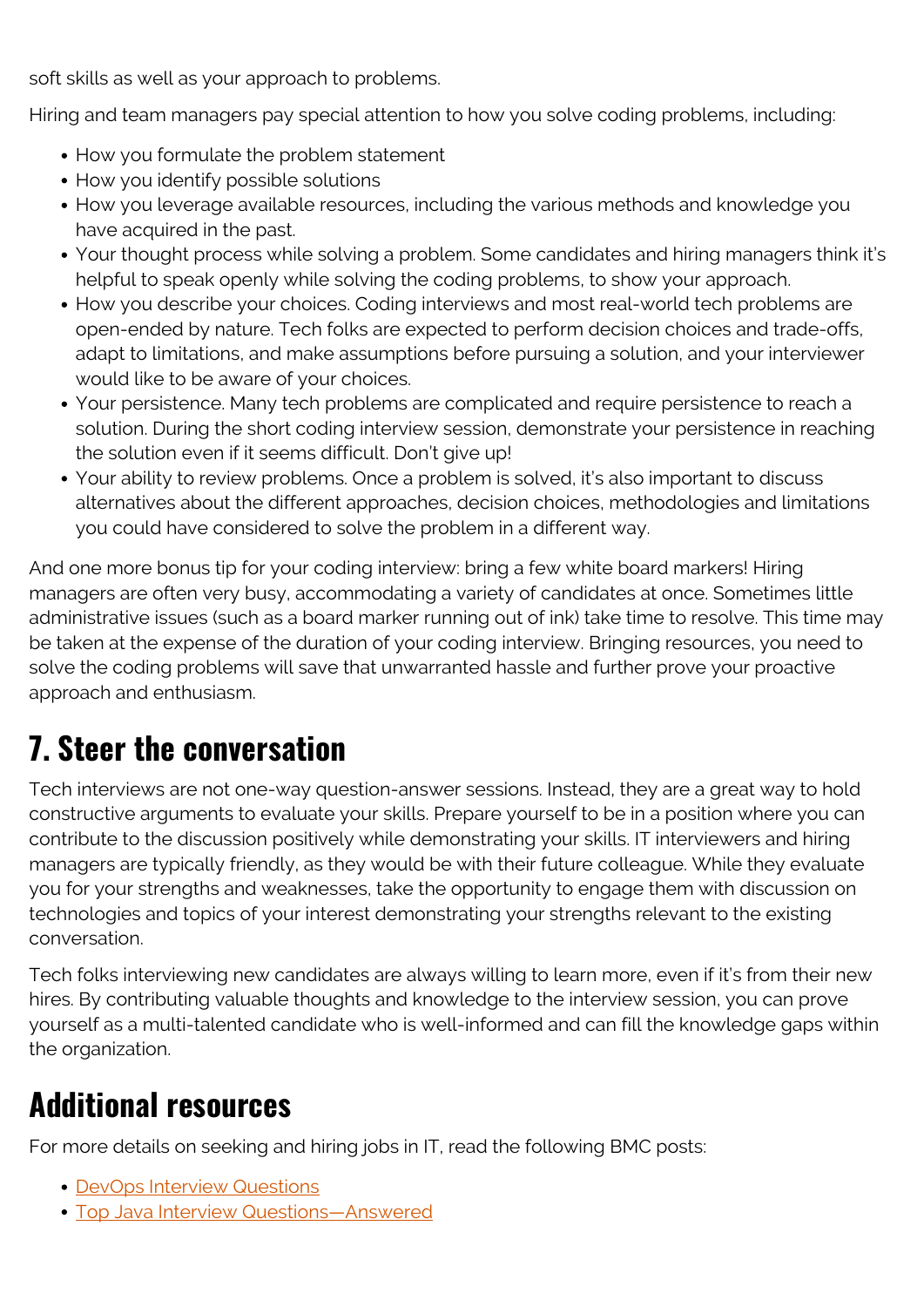soft skills as well as your approach to problems.

Hiring and team managers pay special attention to how you solve coding problems, including:

- How you formulate the problem statement
- How you identify possible solutions
- How you leverage available resources, including the various methods and knowledge you have acquired in the past.
- Your thought process while solving a problem. Some candidates and hiring managers think it's helpful to speak openly while solving the coding problems, to show your approach.
- How you describe your choices. Coding interviews and most real-world tech problems are open-ended by nature. Tech folks are expected to perform decision choices and trade-offs, adapt to limitations, and make assumptions before pursuing a solution, and your interviewer would like to be aware of your choices.
- Your persistence. Many tech problems are complicated and require persistence to reach a solution. During the short coding interview session, demonstrate your persistence in reaching the solution even if it seems difficult. Don't give up!
- Your ability to review problems. Once a problem is solved, it's also important to discuss alternatives about the different approaches, decision choices, methodologies and limitations you could have considered to solve the problem in a different way.

And one more bonus tip for your coding interview: bring a few white board markers! Hiring managers are often very busy, accommodating a variety of candidates at once. Sometimes little administrative issues (such as a board marker running out of ink) take time to resolve. This time may be taken at the expense of the duration of your coding interview. Bringing resources, you need to solve the coding problems will save that unwarranted hassle and further prove your proactive approach and enthusiasm.

## 7. Steer the conversation

Tech interviews are not one-way question-answer sessions. Instead, they are a great way to hold constructive arguments to evaluate your skills. Prepare yourself to be in a position where you can contribute to the discussion positively while demonstrating your skills. IT interviewers and hiring managers are typically friendly, as they would be with their future colleague. While they evaluate you for your strengths and weaknesses, take the opportunity to engage them with discussion on technologies and topics of your interest demonstrating your strengths relevant to the existing conversation.

Tech folks interviewing new candidates are always willing to learn more, even if it's from their new hires. By contributing valuable thoughts and knowledge to the interview session, you can prove yourself as a multi-talented candidate who is well-informed and can fill the knowledge gaps within the organization.

## Additional resources

For more details on seeking and hiring jobs in IT, read the following BMC posts:

- DevOps Interview Questions
- Top Java Interview Questions—Answered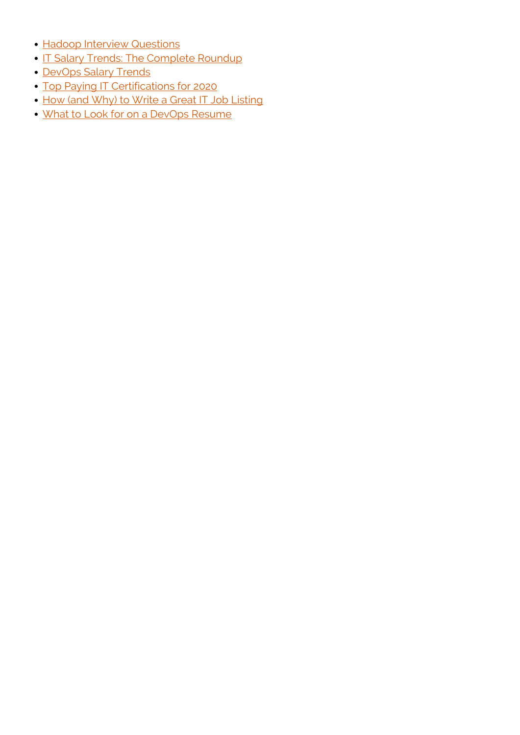- Hadoop Interview Questions
- IT Salary Trends: The Complete Roundup
- DevOps Salary Trends
- Top Paying IT Certifications for 2020
- How (and Why) to Write a Great IT Job Listing
- What to Look for on a DevOps Resume